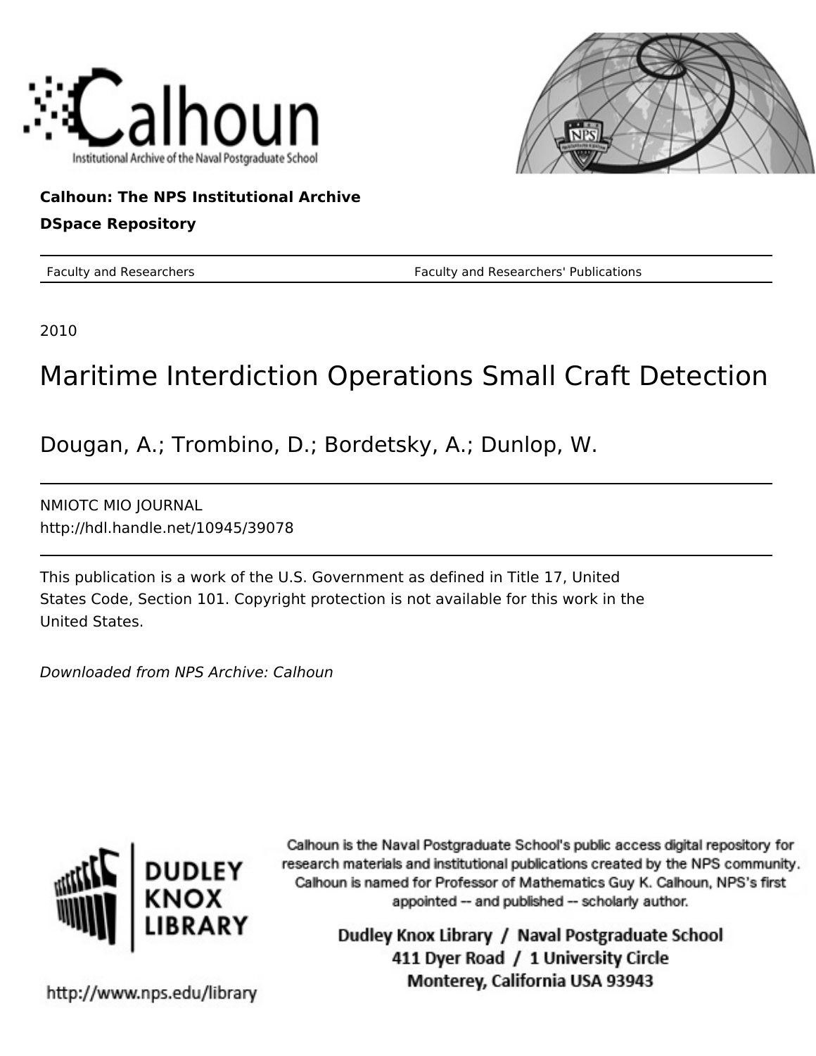Calhoun

Institutional Archive of the Naval Postgraduate School

**Calhoun: The NPS Institutional Archive**

**DSpace Repository**

Faculty and Researchers | Faculty and Researchers' Publications

2010

# Maritime Interdiction Operations Small Craft Detection

Dougan, A.; Trombino, D.; Bordetsky, A.; Dunlop, W.

NMIOTC MIO JOURNAL
http://hdl.handle.net/10945/39078

This publication is a work of the U.S. Government as defined in Title 17, United States Code, Section 101. Copyright protection is not available for this work in the United States.

*Downloaded from NPS Archive: Calhoun*

DUDLEY KNOX LIBRARY

Calhoun is the Naval Postgraduate School's public access digital repository for research materials and institutional publications created by the NPS community. Calhoun is named for Professor of Mathematics Guy K. Calhoun, NPS's first appointed -- and published -- scholarly author.

Dudley Knox Library / Naval Postgraduate School
411 Dyer Road / 1 University Circle
Monterey, California USA 93943

http://www.nps.edu/library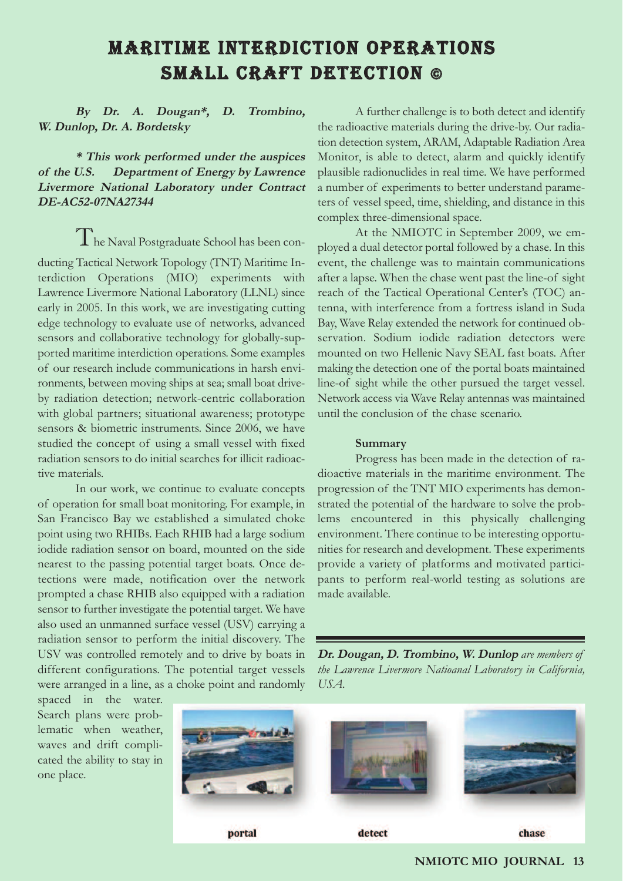# MARITIME INTERDICTION OPERATIONS SMALL CRAFT DETECTION ©

***By Dr. A. Dougan\*, D. Trombino, W. Dunlop, Dr. A. Bordetsky***

***\* This work performed under the auspices of the U.S. Department of Energy by Lawrence Livermore National Laboratory under Contract DE-AC52-07NA27344***

The Naval Postgraduate School has been conducting Tactical Network Topology (TNT) Maritime Interdiction Operations (MIO) experiments with Lawrence Livermore National Laboratory (LLNL) since early in 2005. In this work, we are investigating cutting edge technology to evaluate use of networks, advanced sensors and collaborative technology for globally-supported maritime interdiction operations. Some examples of our research include communications in harsh environments, between moving ships at sea; small boat drive-by radiation detection; network-centric collaboration with global partners; situational awareness; prototype sensors & biometric instruments. Since 2006, we have studied the concept of using a small vessel with fixed radiation sensors to do initial searches for illicit radioactive materials.

In our work, we continue to evaluate concepts of operation for small boat monitoring. For example, in San Francisco Bay we established a simulated choke point using two RHIBs. Each RHIB had a large sodium iodide radiation sensor on board, mounted on the side nearest to the passing potential target boats. Once detections were made, notification over the network prompted a chase RHIB also equipped with a radiation sensor to further investigate the potential target. We have also used an unmanned surface vessel (USV) carrying a radiation sensor to perform the initial discovery. The USV was controlled remotely and to drive by boats in different configurations. The potential target vessels were arranged in a line, as a choke point and randomly spaced in the water. Search plans were problematic when weather, waves and drift complicated the ability to stay in one place.

A further challenge is to both detect and identify the radioactive materials during the drive-by. Our radiation detection system, ARAM, Adaptable Radiation Area Monitor, is able to detect, alarm and quickly identify plausible radionuclides in real time. We have performed a number of experiments to better understand parameters of vessel speed, time, shielding, and distance in this complex three-dimensional space.

At the NMIOTC in September 2009, we employed a dual detector portal followed by a chase. In this event, the challenge was to maintain communications after a lapse. When the chase went past the line-of sight reach of the Tactical Operational Center's (TOC) antenna, with interference from a fortress island in Suda Bay, Wave Relay extended the network for continued observation. Sodium iodide radiation detectors were mounted on two Hellenic Navy SEAL fast boats. After making the detection one of the portal boats maintained line-of sight while the other pursued the target vessel. Network access via Wave Relay antennas was maintained until the conclusion of the chase scenario.

**Summary**

Progress has been made in the detection of radioactive materials in the maritime environment. The progression of the TNT MIO experiments has demonstrated the potential of the hardware to solve the problems encountered in this physically challenging environment. There continue to be interesting opportunities for research and development. These experiments provide a variety of platforms and motivated participants to perform real-world testing as solutions are made available.

***Dr. Dougan, D. Trombino, W. Dunlop** are members of the Lawrence Livermore Natioanal Laboratory in California, USA.*

portal

detect

chase